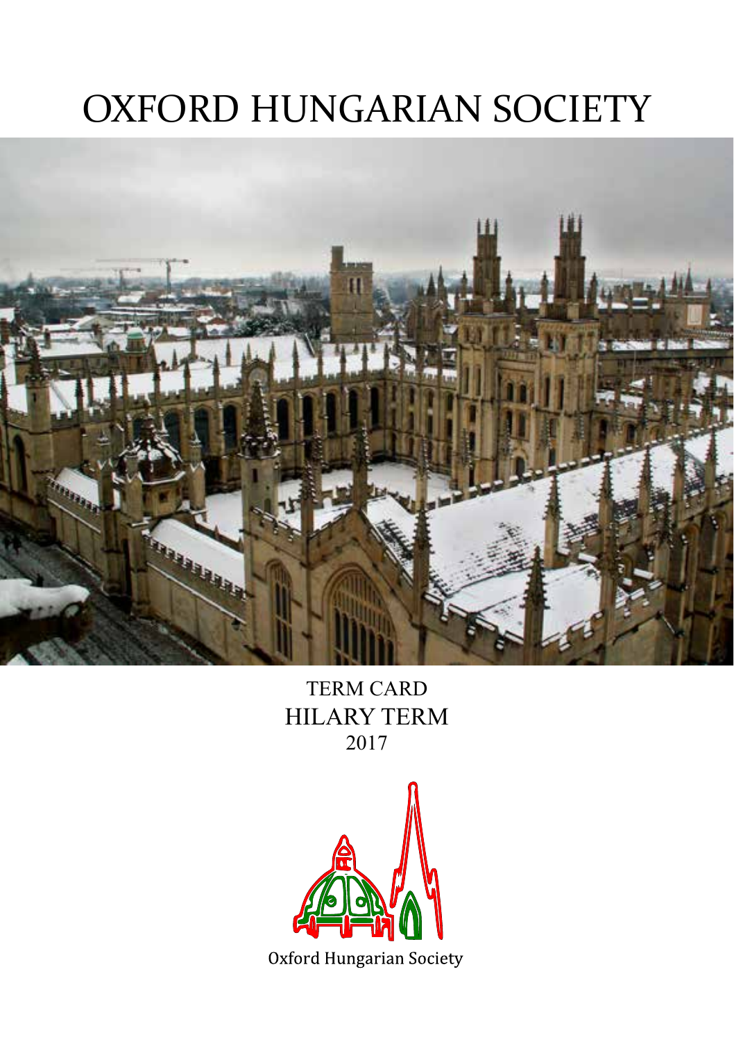# OXFORD HUNGARIAN SOCIETY

TERM CARD

HILARY TERM

2017

Oxford Hungarian Society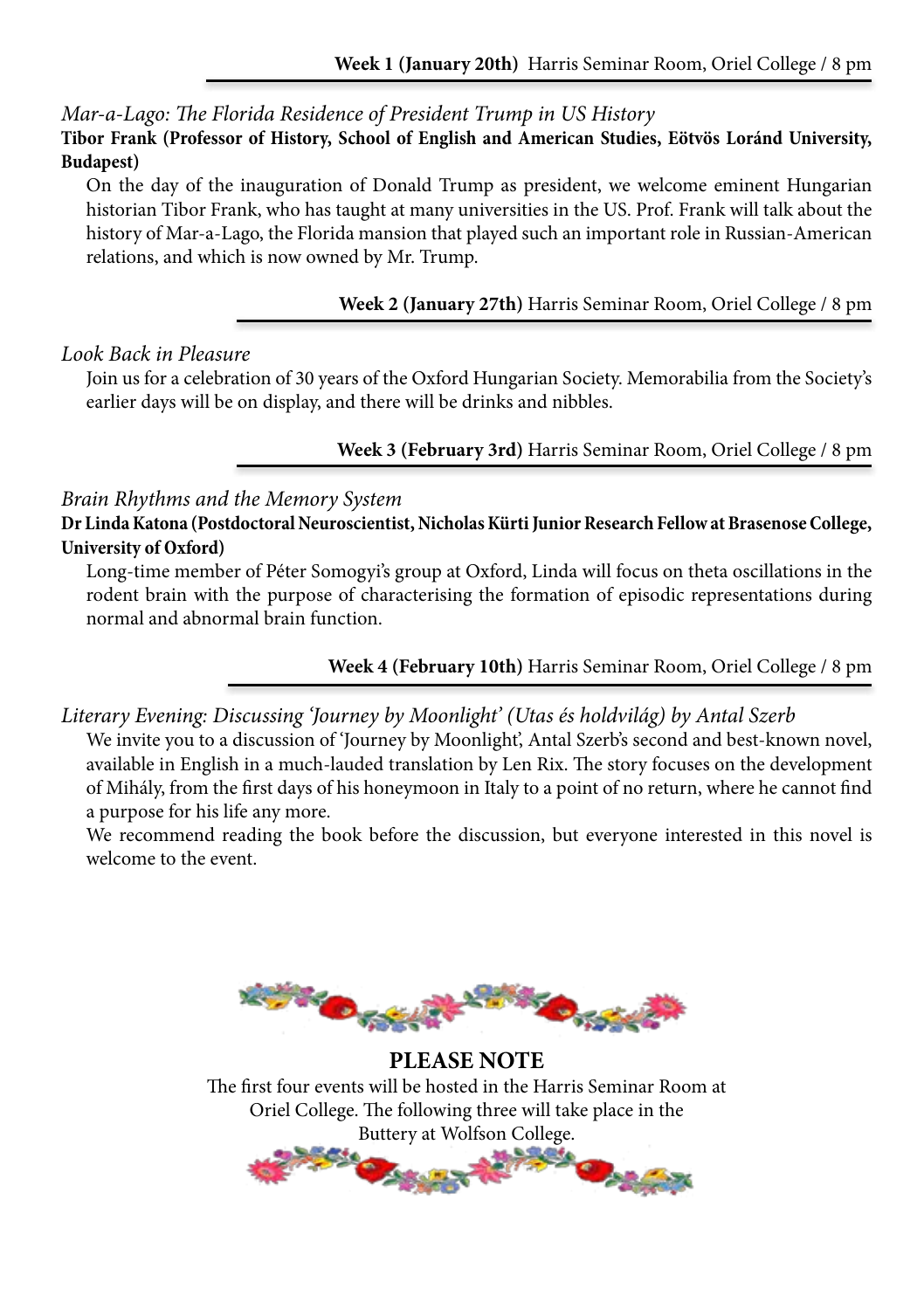**Week 1 (January 20th)** Harris Seminar Room, Oriel College / 8 pm

*Mar-a-Lago: The Florida Residence of President Trump in US History*

**Tibor Frank (Professor of History, School of English and American Studies, Eötvös Loránd University, Budapest)**

On the day of the inauguration of Donald Trump as president, we welcome eminent Hungarian historian Tibor Frank, who has taught at many universities in the US. Prof. Frank will talk about the history of Mar-a-Lago, the Florida mansion that played such an important role in Russian-American relations, and which is now owned by Mr. Trump.

**Week 2 (January 27th)** Harris Seminar Room, Oriel College / 8 pm

*Look Back in Pleasure*

Join us for a celebration of 30 years of the Oxford Hungarian Society. Memorabilia from the Society's earlier days will be on display, and there will be drinks and nibbles.

**Week 3 (February 3rd)** Harris Seminar Room, Oriel College / 8 pm

*Brain Rhythms and the Memory System*

**Dr Linda Katona (Postdoctoral Neuroscientist, Nicholas Kürti Junior Research Fellow at Brasenose College, University of Oxford)**

Long-time member of Péter Somogyi's group at Oxford, Linda will focus on theta oscillations in the rodent brain with the purpose of characterising the formation of episodic representations during normal and abnormal brain function.

**Week 4 (February 10th)** Harris Seminar Room, Oriel College / 8 pm

*Literary Evening: Discussing 'Journey by Moonlight' (Utas és holdvilág) by Antal Szerb*

We invite you to a discussion of 'Journey by Moonlight', Antal Szerb's second and best-known novel, available in English in a much-lauded translation by Len Rix. The story focuses on the development of Mihály, from the first days of his honeymoon in Italy to a point of no return, where he cannot find a purpose for his life any more.

We recommend reading the book before the discussion, but everyone interested in this novel is welcome to the event.

**PLEASE NOTE**

The first four events will be hosted in the Harris Seminar Room at Oriel College. The following three will take place in the Buttery at Wolfson College.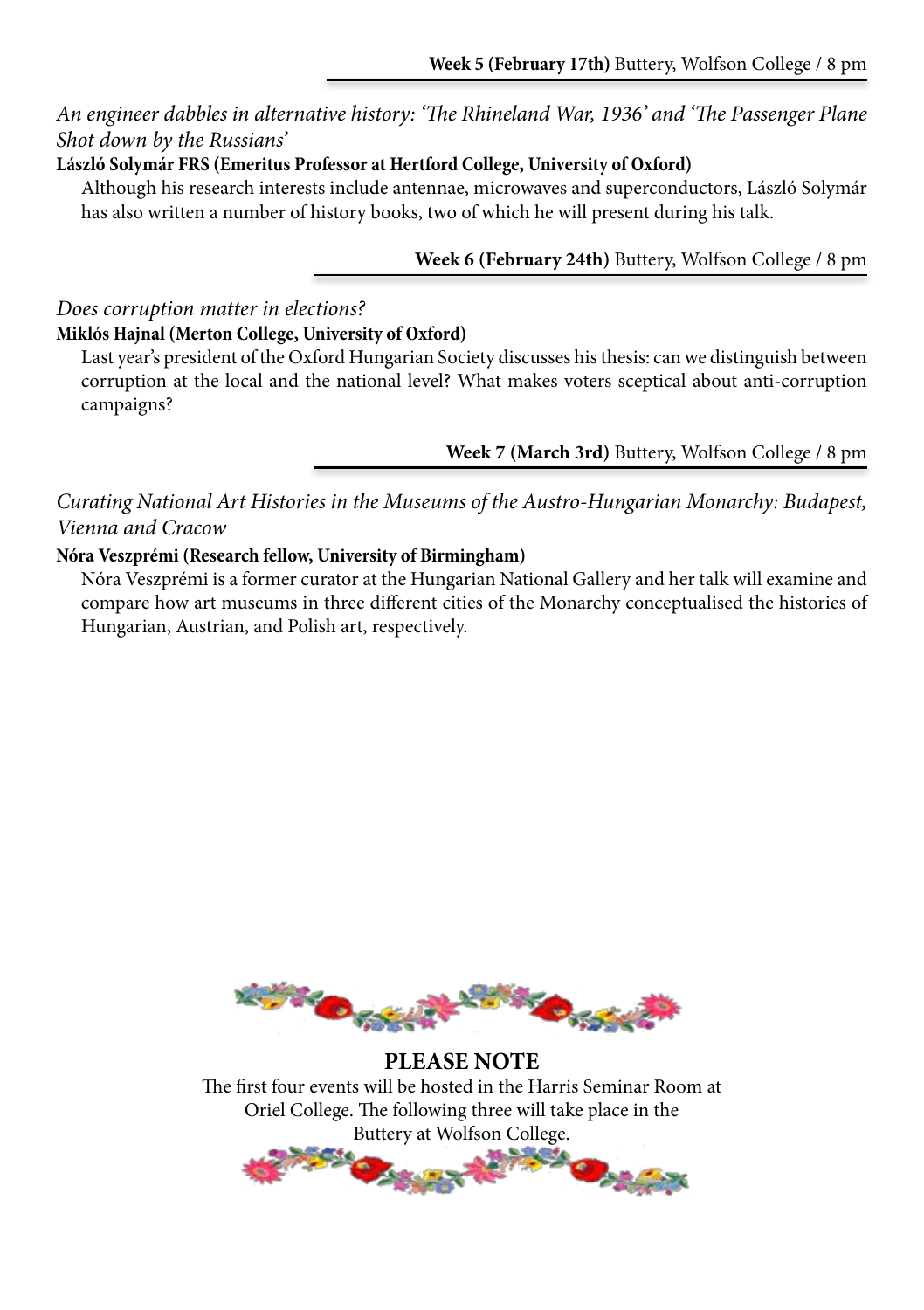**Week 5 (February 17th)** Buttery, Wolfson College / 8 pm

*An engineer dabbles in alternative history: 'The Rhineland War, 1936' and 'The Passenger Plane Shot down by the Russians'*

**László Solymár FRS (Emeritus Professor at Hertford College, University of Oxford)**

Although his research interests include antennae, microwaves and superconductors, László Solymár has also written a number of history books, two of which he will present during his talk.

**Week 6 (February 24th)** Buttery, Wolfson College / 8 pm

*Does corruption matter in elections?*

**Miklós Hajnal (Merton College, University of Oxford)**

Last year's president of the Oxford Hungarian Society discusses his thesis: can we distinguish between corruption at the local and the national level? What makes voters sceptical about anti-corruption campaigns?

**Week 7 (March 3rd)** Buttery, Wolfson College / 8 pm

*Curating National Art Histories in the Museums of the Austro-Hungarian Monarchy: Budapest, Vienna and Cracow*

**Nóra Veszprémi (Research fellow, University of Birmingham)**

Nóra Veszprémi is a former curator at the Hungarian National Gallery and her talk will examine and compare how art museums in three different cities of the Monarchy conceptualised the histories of Hungarian, Austrian, and Polish art, respectively.

**PLEASE NOTE**

The first four events will be hosted in the Harris Seminar Room at Oriel College. The following three will take place in the Buttery at Wolfson College.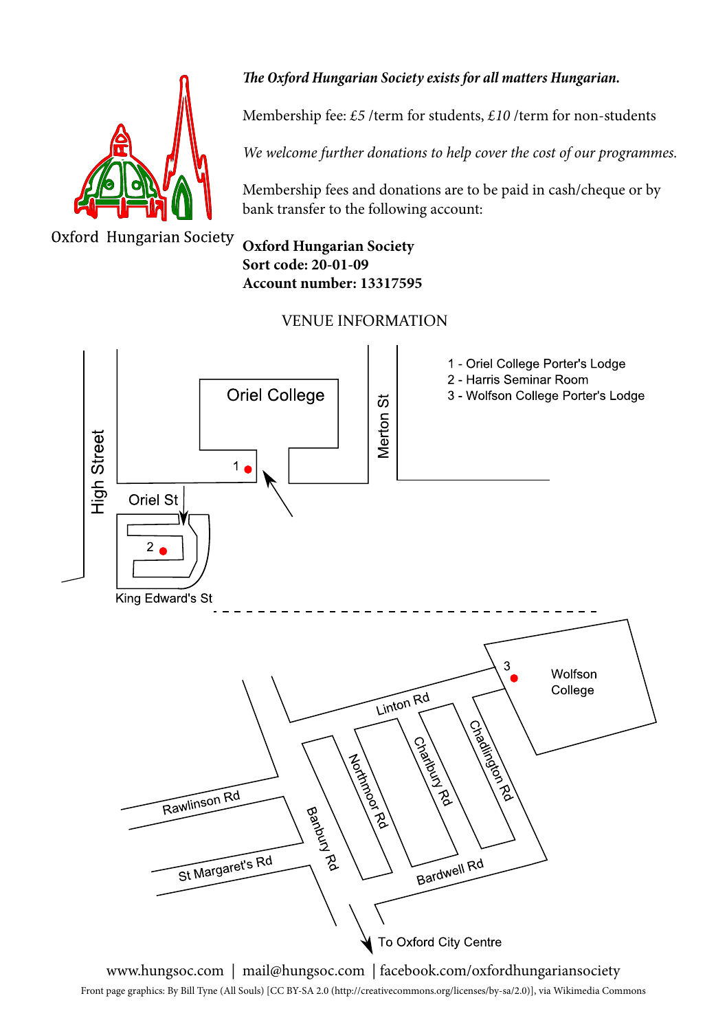Oxford Hungarian Society

***The Oxford Hungarian Society exists for all matters Hungarian.***

Membership fee: *£5* /term for students, *£10* /term for non-students

*We welcome further donations to help cover the cost of our programmes.*

Membership fees and donations are to be paid in cash/cheque or by bank transfer to the following account:

**Oxford Hungarian Society**
**Sort code: 20-01-09**
**Account number: 13317595**

## VENUE INFORMATION

1 - Oriel College Porter's Lodge
2 - Harris Seminar Room
3 - Wolfson College Porter's Lodge

High Street
Oriel St
Oriel College
Merton St
King Edward's St

Wolfson College
Linton Rd
Rawlinson Rd
St Margaret's Rd
Banbury Rd
Northmoor Rd
Charlbury Rd
Chadlington Rd
Bardwell Rd
To Oxford City Centre

www.hungsoc.com | mail@hungsoc.com | facebook.com/oxfordhungariansociety

Front page graphics: By Bill Tyne (All Souls) [CC BY-SA 2.0 (http://creativecommons.org/licenses/by-sa/2.0)], via Wikimedia Commons